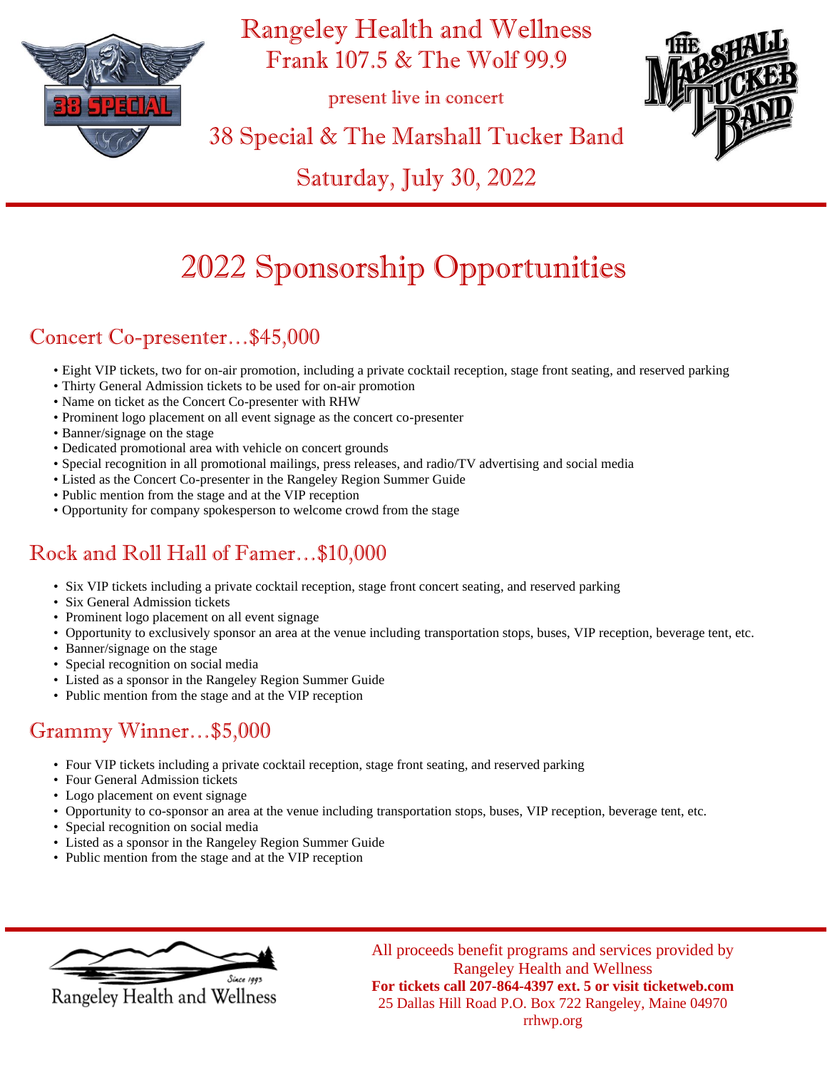# Rangeley Health and Wellness
# Frank 107.5 & The Wolf 99.9

present live in concert

## 38 Special & The Marshall Tucker Band

## Saturday, July 30, 2022

# 2022 Sponsorship Opportunities

## Concert Co-presenter…$45,000

- Eight VIP tickets, two for on-air promotion, including a private cocktail reception, stage front seating, and reserved parking
- Thirty General Admission tickets to be used for on-air promotion
- Name on ticket as the Concert Co-presenter with RHW
- Prominent logo placement on all event signage as the concert co-presenter
- Banner/signage on the stage
- Dedicated promotional area with vehicle on concert grounds
- Special recognition in all promotional mailings, press releases, and radio/TV advertising and social media
- Listed as the Concert Co-presenter in the Rangeley Region Summer Guide
- Public mention from the stage and at the VIP reception
- Opportunity for company spokesperson to welcome crowd from the stage

## Rock and Roll Hall of Famer…$10,000

- Six VIP tickets including a private cocktail reception, stage front concert seating, and reserved parking
- Six General Admission tickets
- Prominent logo placement on all event signage
- Opportunity to exclusively sponsor an area at the venue including transportation stops, buses, VIP reception, beverage tent, etc.
- Banner/signage on the stage
- Special recognition on social media
- Listed as a sponsor in the Rangeley Region Summer Guide
- Public mention from the stage and at the VIP reception

## Grammy Winner…$5,000

- Four VIP tickets including a private cocktail reception, stage front seating, and reserved parking
- Four General Admission tickets
- Logo placement on event signage
- Opportunity to co-sponsor an area at the venue including transportation stops, buses, VIP reception, beverage tent, etc.
- Special recognition on social media
- Listed as a sponsor in the Rangeley Region Summer Guide
- Public mention from the stage and at the VIP reception

Since 1993
Rangeley Health and Wellness

All proceeds benefit programs and services provided by Rangeley Health and Wellness
**For tickets call 207-864-4397 ext. 5 or visit ticketweb.com**
25 Dallas Hill Road P.O. Box 722 Rangeley, Maine 04970
rrhwp.org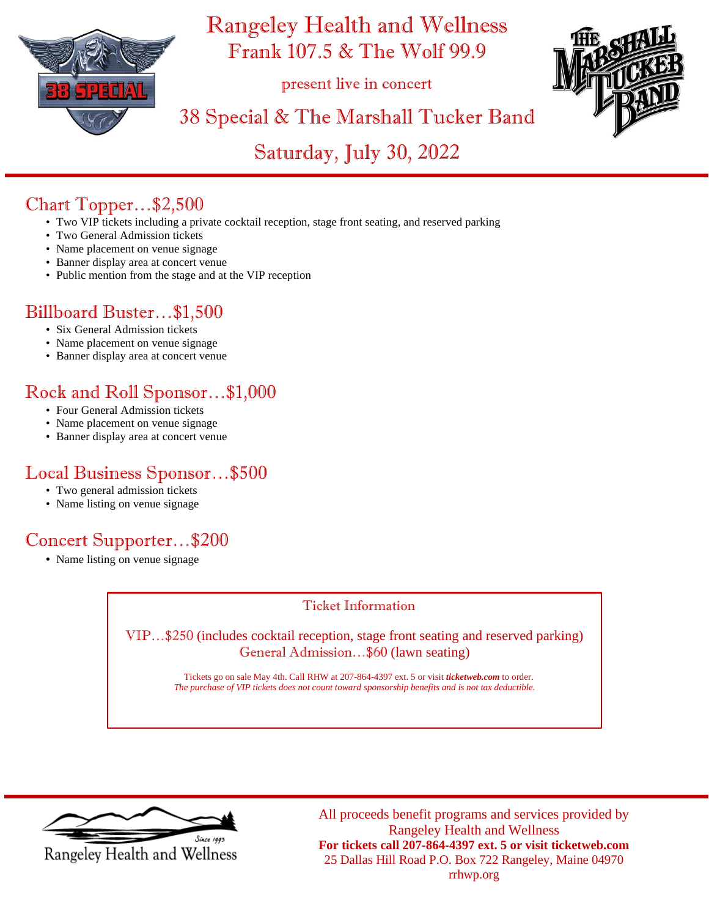# Rangeley Health and Wellness
## Frank 107.5 & The Wolf 99.9

present live in concert

## 38 Special & The Marshall Tucker Band

## Saturday, July 30, 2022

## Chart Topper…$2,500

- Two VIP tickets including a private cocktail reception, stage front seating, and reserved parking
- Two General Admission tickets
- Name placement on venue signage
- Banner display area at concert venue
- Public mention from the stage and at the VIP reception

## Billboard Buster…$1,500

- Six General Admission tickets
- Name placement on venue signage
- Banner display area at concert venue

## Rock and Roll Sponsor…$1,000

- Four General Admission tickets
- Name placement on venue signage
- Banner display area at concert venue

## Local Business Sponsor…$500

- Two general admission tickets
- Name listing on venue signage

## Concert Supporter…$200

- Name listing on venue signage

### Ticket Information

VIP…$250 (includes cocktail reception, stage front seating and reserved parking)
General Admission…$60 (lawn seating)

Tickets go on sale May 4th. Call RHW at 207-864-4397 ext. 5 or visit ***ticketweb.com*** to order.
*The purchase of VIP tickets does not count toward sponsorship benefits and is not tax deductible.*

Rangeley Health and Wellness
Since 1993

All proceeds benefit programs and services provided by Rangeley Health and Wellness
**For tickets call 207-864-4397 ext. 5 or visit ticketweb.com**
25 Dallas Hill Road P.O. Box 722 Rangeley, Maine 04970
rrhwp.org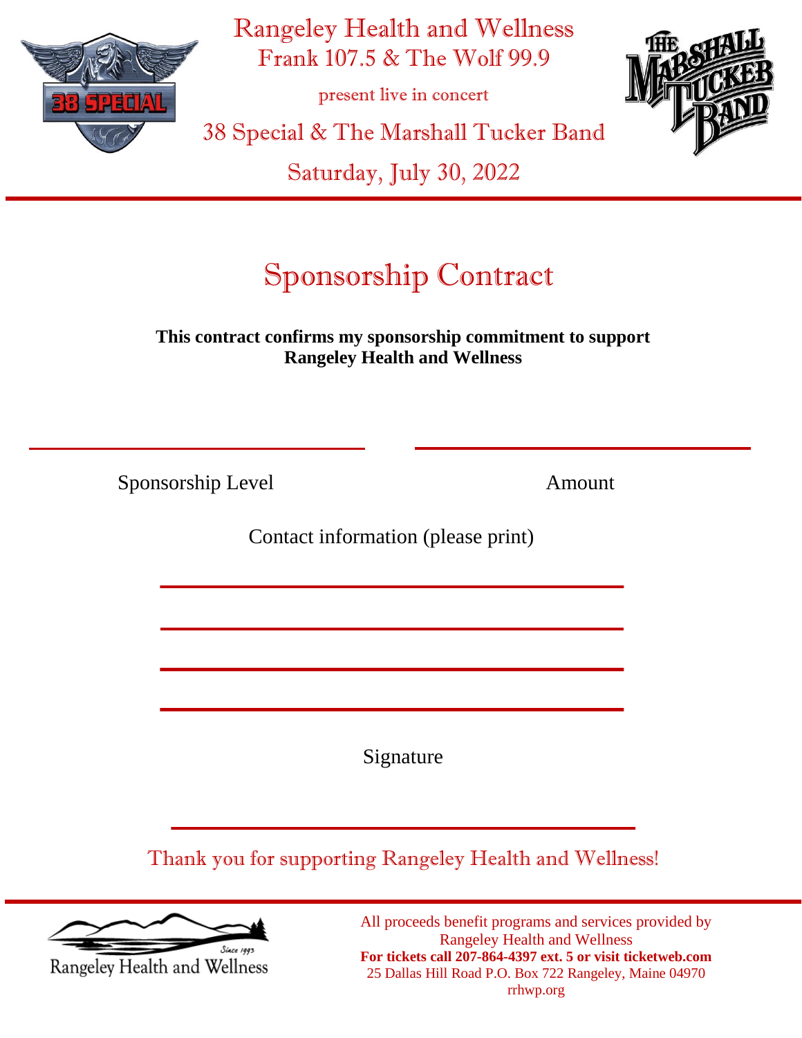Rangeley Health and Wellness
Frank 107.5 & The Wolf 99.9

present live in concert

38 Special & The Marshall Tucker Band

Saturday, July 30, 2022

# Sponsorship Contract

**This contract confirms my sponsorship commitment to support Rangeley Health and Wellness**

Sponsorship Level                    Amount

Contact information (please print)

Signature

Thank you for supporting Rangeley Health and Wellness!

Rangeley Health and Wellness
Since 1993

All proceeds benefit programs and services provided by Rangeley Health and Wellness
**For tickets call 207-864-4397 ext. 5 or visit ticketweb.com**
25 Dallas Hill Road P.O. Box 722 Rangeley, Maine 04970
rrhwp.org